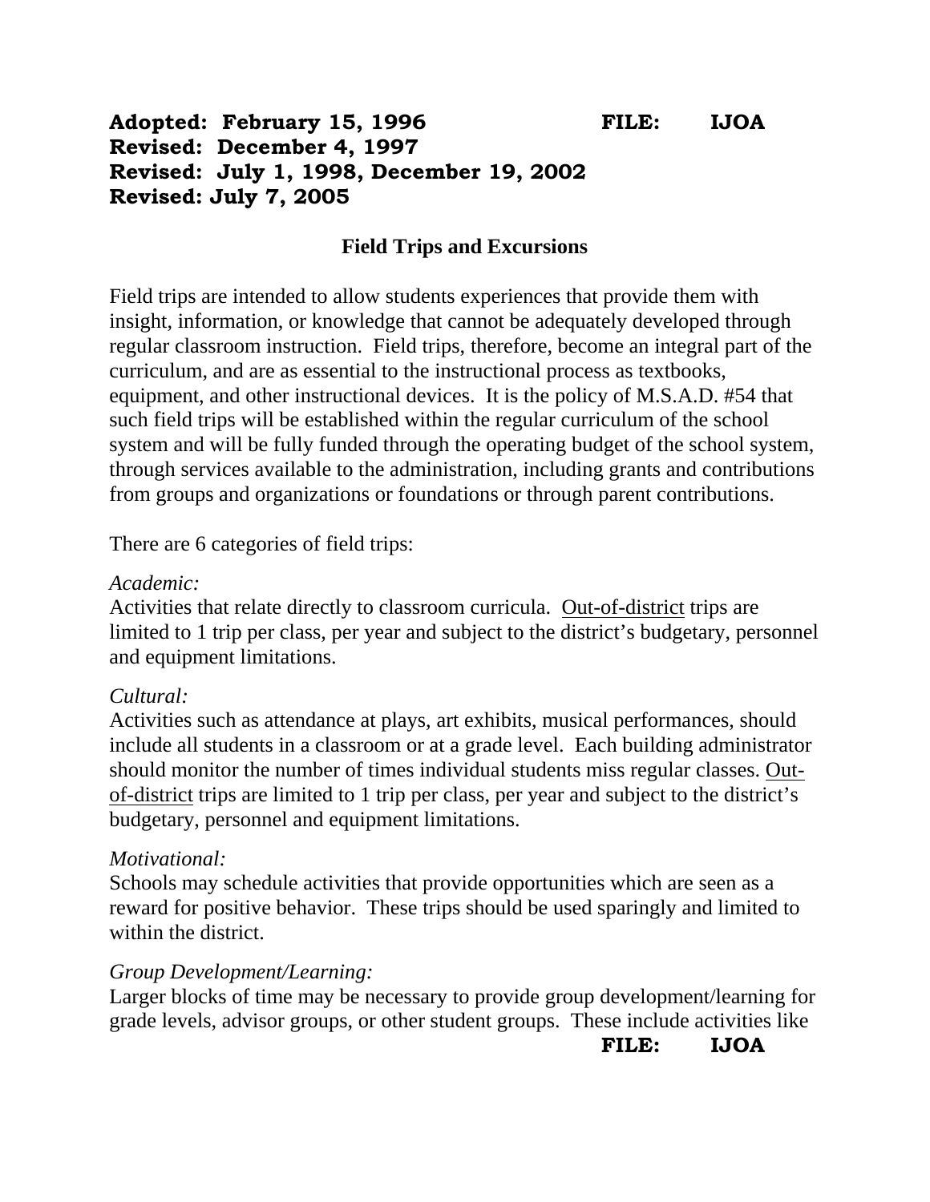**Adopted: February 15, 1996** **FILE: IJOA**
**Revised: December 4, 1997**
**Revised: July 1, 1998, December 19, 2002**
**Revised: July 7, 2005**

## Field Trips and Excursions

Field trips are intended to allow students experiences that provide them with insight, information, or knowledge that cannot be adequately developed through regular classroom instruction. Field trips, therefore, become an integral part of the curriculum, and are as essential to the instructional process as textbooks, equipment, and other instructional devices. It is the policy of M.S.A.D. #54 that such field trips will be established within the regular curriculum of the school system and will be fully funded through the operating budget of the school system, through services available to the administration, including grants and contributions from groups and organizations or foundations or through parent contributions.

There are 6 categories of field trips:

*Academic:*
Activities that relate directly to classroom curricula. <u>Out-of-district</u> trips are limited to 1 trip per class, per year and subject to the district's budgetary, personnel and equipment limitations.

*Cultural:*
Activities such as attendance at plays, art exhibits, musical performances, should include all students in a classroom or at a grade level. Each building administrator should monitor the number of times individual students miss regular classes. <u>Out-of-district</u> trips are limited to 1 trip per class, per year and subject to the district's budgetary, personnel and equipment limitations.

*Motivational:*
Schools may schedule activities that provide opportunities which are seen as a reward for positive behavior. These trips should be used sparingly and limited to within the district.

*Group Development/Learning:*
Larger blocks of time may be necessary to provide group development/learning for grade levels, advisor groups, or other student groups. These include activities like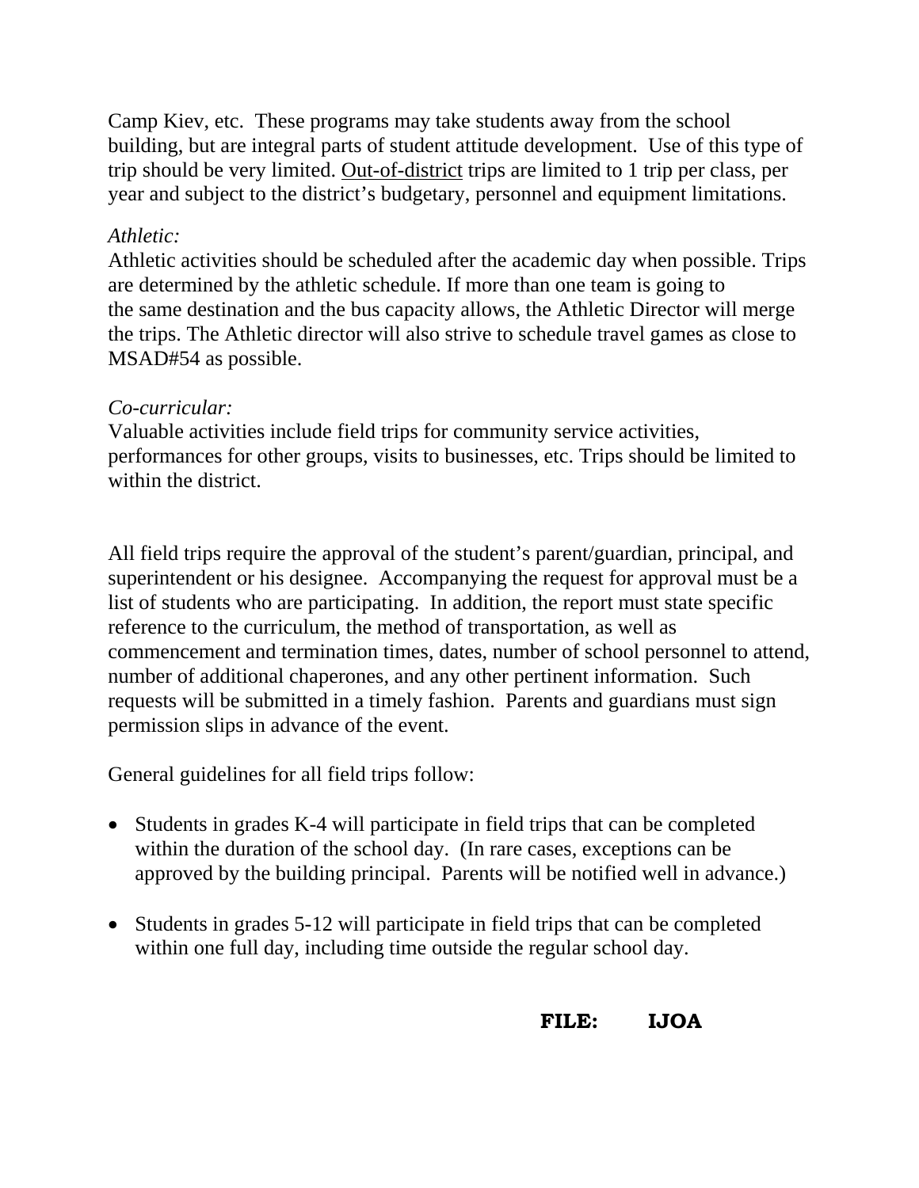Camp Kiev, etc. These programs may take students away from the school building, but are integral parts of student attitude development. Use of this type of trip should be very limited. <u>Out-of-district</u> trips are limited to 1 trip per class, per year and subject to the district's budgetary, personnel and equipment limitations.

*Athletic:*

Athletic activities should be scheduled after the academic day when possible. Trips are determined by the athletic schedule. If more than one team is going to the same destination and the bus capacity allows, the Athletic Director will merge the trips. The Athletic director will also strive to schedule travel games as close to MSAD#54 as possible.

*Co-curricular:*

Valuable activities include field trips for community service activities, performances for other groups, visits to businesses, etc. Trips should be limited to within the district.

All field trips require the approval of the student's parent/guardian, principal, and superintendent or his designee. Accompanying the request for approval must be a list of students who are participating. In addition, the report must state specific reference to the curriculum, the method of transportation, as well as commencement and termination times, dates, number of school personnel to attend, number of additional chaperones, and any other pertinent information. Such requests will be submitted in a timely fashion. Parents and guardians must sign permission slips in advance of the event.

General guidelines for all field trips follow:

- Students in grades K-4 will participate in field trips that can be completed within the duration of the school day. (In rare cases, exceptions can be approved by the building principal. Parents will be notified well in advance.)

- Students in grades 5-12 will participate in field trips that can be completed within one full day, including time outside the regular school day.

**FILE: IJOA**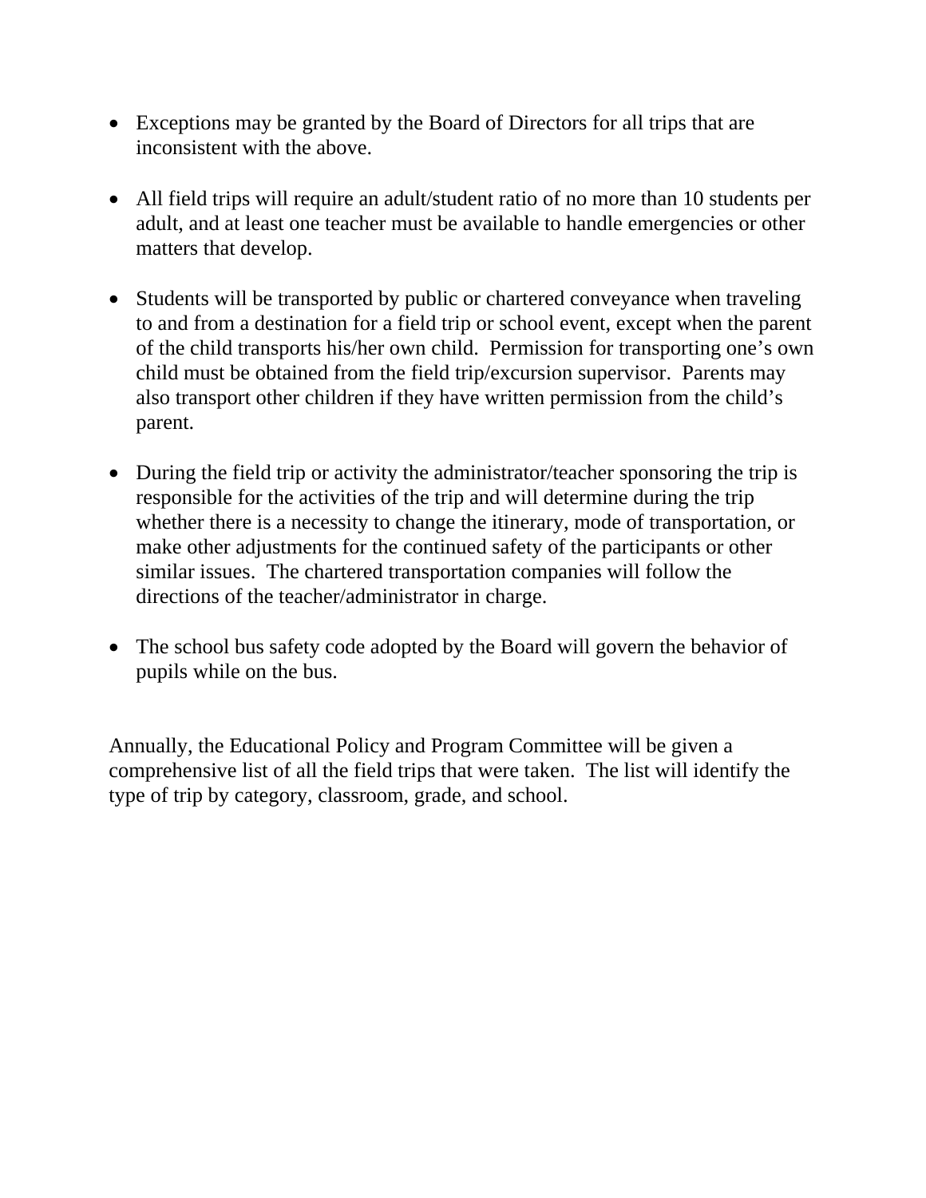- Exceptions may be granted by the Board of Directors for all trips that are inconsistent with the above.

- All field trips will require an adult/student ratio of no more than 10 students per adult, and at least one teacher must be available to handle emergencies or other matters that develop.

- Students will be transported by public or chartered conveyance when traveling to and from a destination for a field trip or school event, except when the parent of the child transports his/her own child. Permission for transporting one's own child must be obtained from the field trip/excursion supervisor. Parents may also transport other children if they have written permission from the child's parent.

- During the field trip or activity the administrator/teacher sponsoring the trip is responsible for the activities of the trip and will determine during the trip whether there is a necessity to change the itinerary, mode of transportation, or make other adjustments for the continued safety of the participants or other similar issues. The chartered transportation companies will follow the directions of the teacher/administrator in charge.

- The school bus safety code adopted by the Board will govern the behavior of pupils while on the bus.

Annually, the Educational Policy and Program Committee will be given a comprehensive list of all the field trips that were taken. The list will identify the type of trip by category, classroom, grade, and school.